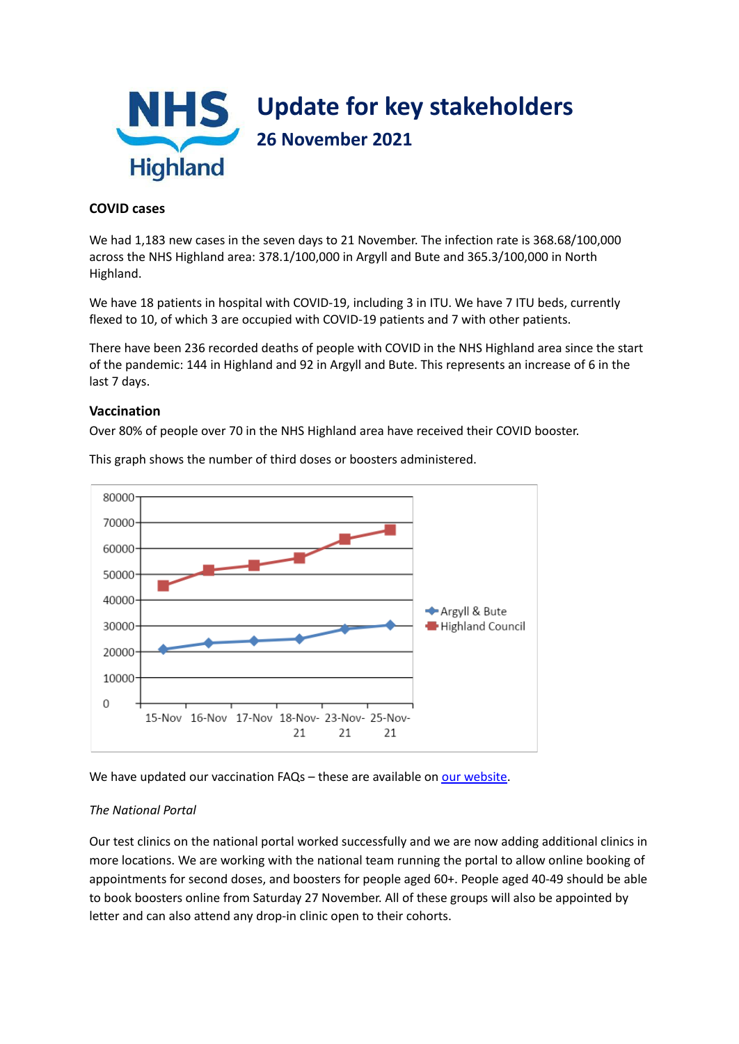# Update for key stakeholders

## 26 November 2021

### COVID cases

We had 1,183 new cases in the seven days to 21 November. The infection rate is 368.68/100,000 across the NHS Highland area: 378.1/100,000 in Argyll and Bute and 365.3/100,000 in North Highland.

We have 18 patients in hospital with COVID-19, including 3 in ITU. We have 7 ITU beds, currently flexed to 10, of which 3 are occupied with COVID-19 patients and 7 with other patients.

There have been 236 recorded deaths of people with COVID in the NHS Highland area since the start of the pandemic: 144 in Highland and 92 in Argyll and Bute. This represents an increase of 6 in the last 7 days.

### Vaccination

Over 80% of people over 70 in the NHS Highland area have received their COVID booster.

This graph shows the number of third doses or boosters administered.

We have updated our vaccination FAQs – these are available on [our website](#).

*The National Portal*

Our test clinics on the national portal worked successfully and we are now adding additional clinics in more locations. We are working with the national team running the portal to allow online booking of appointments for second doses, and boosters for people aged 60+. People aged 40-49 should be able to book boosters online from Saturday 27 November. All of these groups will also be appointed by letter and can also attend any drop-in clinic open to their cohorts.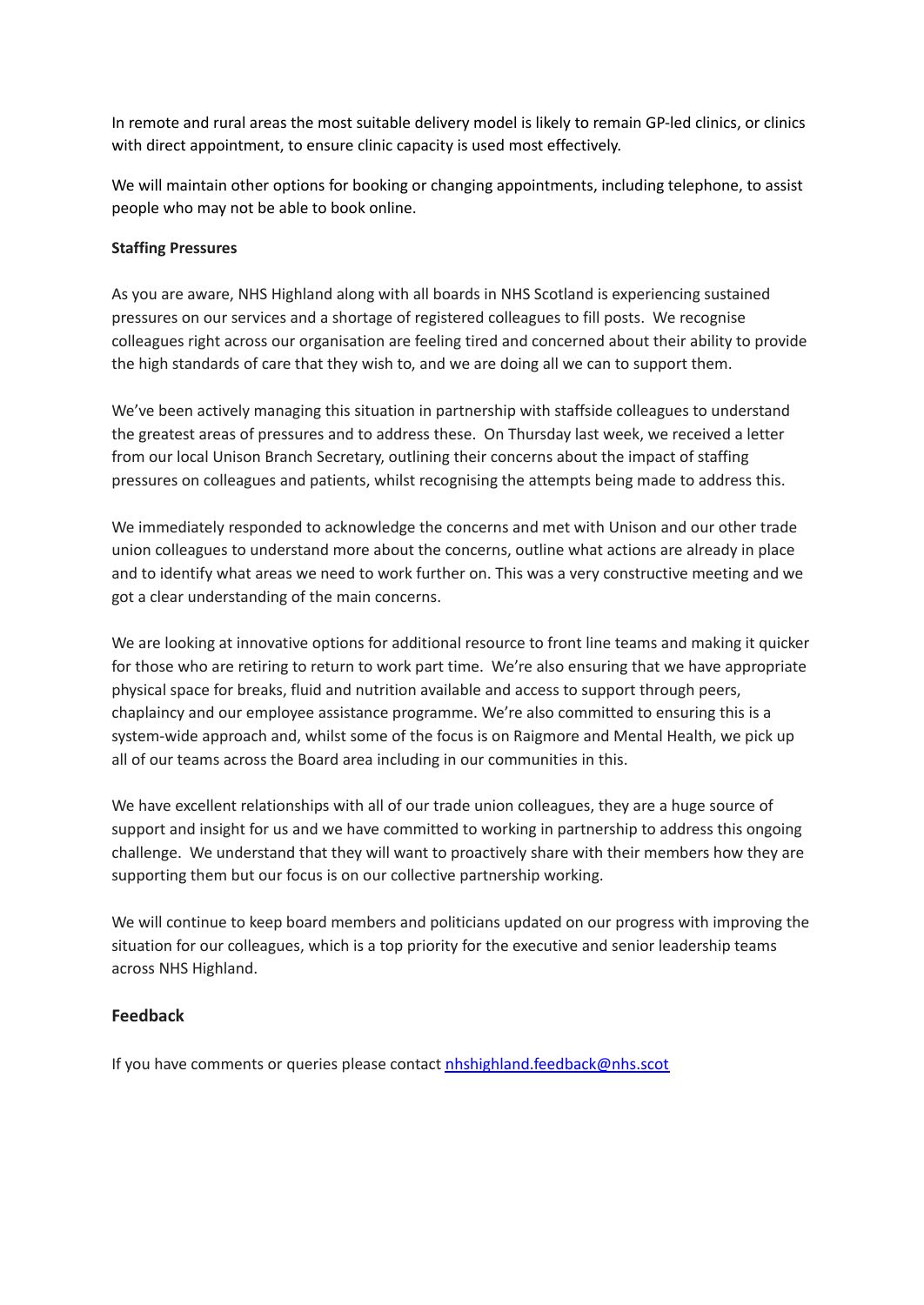In remote and rural areas the most suitable delivery model is likely to remain GP-led clinics, or clinics with direct appointment, to ensure clinic capacity is used most effectively.

We will maintain other options for booking or changing appointments, including telephone, to assist people who may not be able to book online.

**Staffing Pressures**

As you are aware, NHS Highland along with all boards in NHS Scotland is experiencing sustained pressures on our services and a shortage of registered colleagues to fill posts. We recognise colleagues right across our organisation are feeling tired and concerned about their ability to provide the high standards of care that they wish to, and we are doing all we can to support them.

We've been actively managing this situation in partnership with staffside colleagues to understand the greatest areas of pressures and to address these. On Thursday last week, we received a letter from our local Unison Branch Secretary, outlining their concerns about the impact of staffing pressures on colleagues and patients, whilst recognising the attempts being made to address this.

We immediately responded to acknowledge the concerns and met with Unison and our other trade union colleagues to understand more about the concerns, outline what actions are already in place and to identify what areas we need to work further on. This was a very constructive meeting and we got a clear understanding of the main concerns.

We are looking at innovative options for additional resource to front line teams and making it quicker for those who are retiring to return to work part time. We're also ensuring that we have appropriate physical space for breaks, fluid and nutrition available and access to support through peers, chaplaincy and our employee assistance programme. We're also committed to ensuring this is a system-wide approach and, whilst some of the focus is on Raigmore and Mental Health, we pick up all of our teams across the Board area including in our communities in this.

We have excellent relationships with all of our trade union colleagues, they are a huge source of support and insight for us and we have committed to working in partnership to address this ongoing challenge. We understand that they will want to proactively share with their members how they are supporting them but our focus is on our collective partnership working.

We will continue to keep board members and politicians updated on our progress with improving the situation for our colleagues, which is a top priority for the executive and senior leadership teams across NHS Highland.

## Feedback

If you have comments or queries please contact nhshighland.feedback@nhs.scot